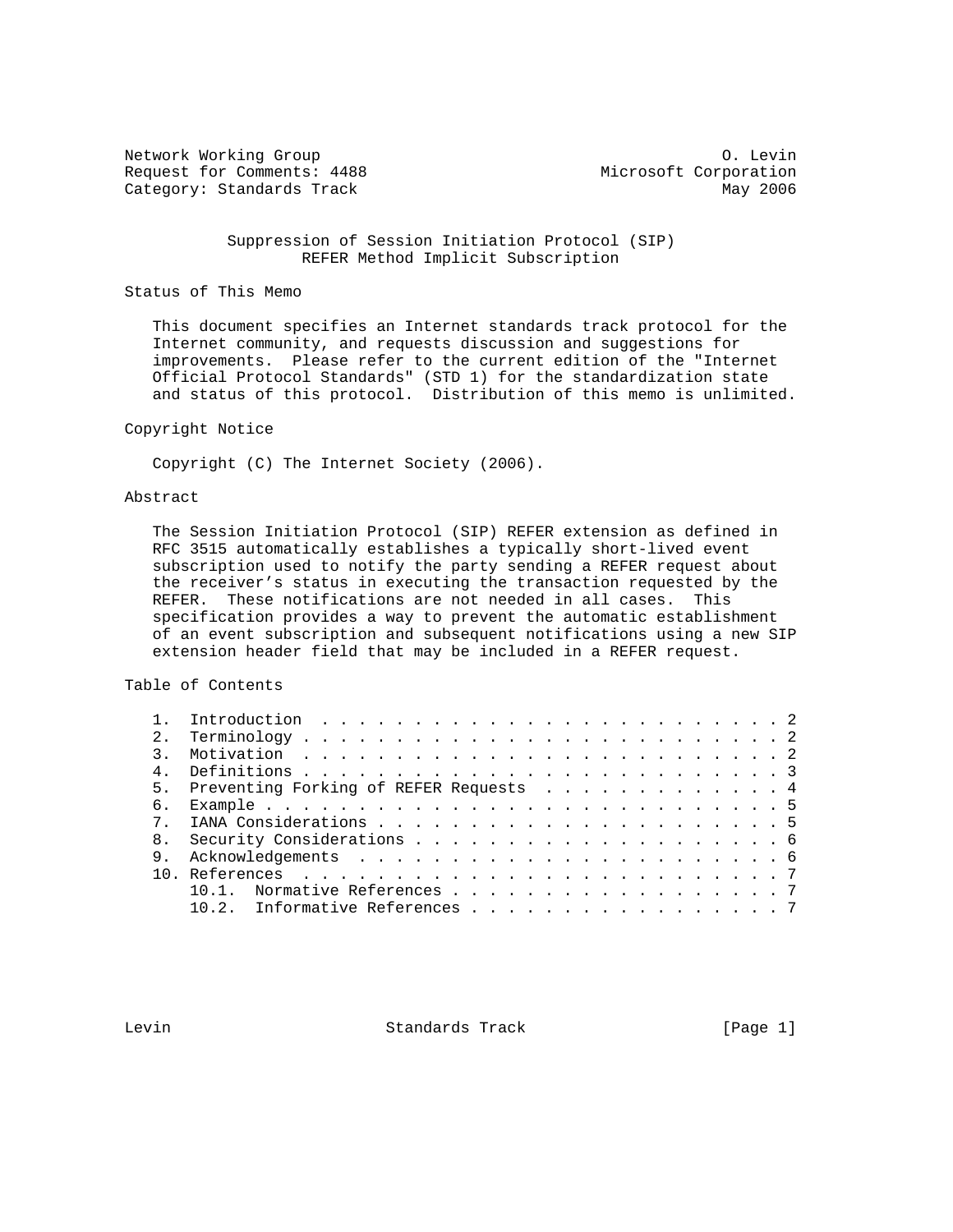Network Working Group O. Levin
Request for Comments: 4488 Microsoft Corporation
Category: Standards Track May 2006

# Suppression of Session Initiation Protocol (SIP) REFER Method Implicit Subscription

## Status of This Memo

This document specifies an Internet standards track protocol for the Internet community, and requests discussion and suggestions for improvements. Please refer to the current edition of the "Internet Official Protocol Standards" (STD 1) for the standardization state and status of this protocol. Distribution of this memo is unlimited.

## Copyright Notice

Copyright (C) The Internet Society (2006).

## Abstract

The Session Initiation Protocol (SIP) REFER extension as defined in RFC 3515 automatically establishes a typically short-lived event subscription used to notify the party sending a REFER request about the receiver's status in executing the transaction requested by the REFER. These notifications are not needed in all cases. This specification provides a way to prevent the automatic establishment of an event subscription and subsequent notifications using a new SIP extension header field that may be included in a REFER request.

## Table of Contents

1. Introduction . . . . . . . . . . . . . . . . . . . . . . . . . 2
2. Terminology . . . . . . . . . . . . . . . . . . . . . . . . . 2
3. Motivation . . . . . . . . . . . . . . . . . . . . . . . . . . 2
4. Definitions . . . . . . . . . . . . . . . . . . . . . . . . . 3
5. Preventing Forking of REFER Requests . . . . . . . . . . . . . 4
6. Example . . . . . . . . . . . . . . . . . . . . . . . . . . . 5
7. IANA Considerations . . . . . . . . . . . . . . . . . . . . . 5
8. Security Considerations . . . . . . . . . . . . . . . . . . . 6
9. Acknowledgements . . . . . . . . . . . . . . . . . . . . . . . 6
10. References . . . . . . . . . . . . . . . . . . . . . . . . . 7
    10.1. Normative References . . . . . . . . . . . . . . . . . . 7
    10.2. Informative References . . . . . . . . . . . . . . . . . 7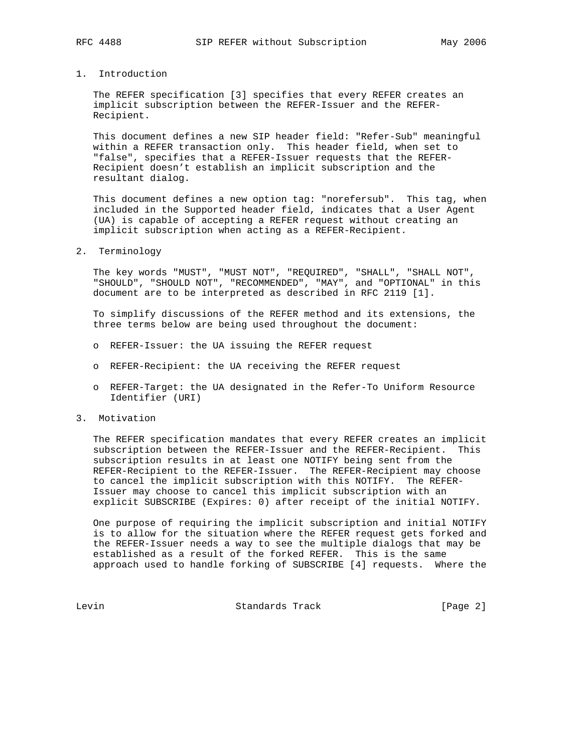## 1. Introduction

The REFER specification [3] specifies that every REFER creates an implicit subscription between the REFER-Issuer and the REFER-Recipient.

This document defines a new SIP header field: "Refer-Sub" meaningful within a REFER transaction only. This header field, when set to "false", specifies that a REFER-Issuer requests that the REFER-Recipient doesn't establish an implicit subscription and the resultant dialog.

This document defines a new option tag: "norefersub". This tag, when included in the Supported header field, indicates that a User Agent (UA) is capable of accepting a REFER request without creating an implicit subscription when acting as a REFER-Recipient.

## 2. Terminology

The key words "MUST", "MUST NOT", "REQUIRED", "SHALL", "SHALL NOT", "SHOULD", "SHOULD NOT", "RECOMMENDED", "MAY", and "OPTIONAL" in this document are to be interpreted as described in RFC 2119 [1].

To simplify discussions of the REFER method and its extensions, the three terms below are being used throughout the document:

- REFER-Issuer: the UA issuing the REFER request
- REFER-Recipient: the UA receiving the REFER request
- REFER-Target: the UA designated in the Refer-To Uniform Resource Identifier (URI)

## 3. Motivation

The REFER specification mandates that every REFER creates an implicit subscription between the REFER-Issuer and the REFER-Recipient. This subscription results in at least one NOTIFY being sent from the REFER-Recipient to the REFER-Issuer. The REFER-Recipient may choose to cancel the implicit subscription with this NOTIFY. The REFER-Issuer may choose to cancel this implicit subscription with an explicit SUBSCRIBE (Expires: 0) after receipt of the initial NOTIFY.

One purpose of requiring the implicit subscription and initial NOTIFY is to allow for the situation where the REFER request gets forked and the REFER-Issuer needs a way to see the multiple dialogs that may be established as a result of the forked REFER. This is the same approach used to handle forking of SUBSCRIBE [4] requests. Where the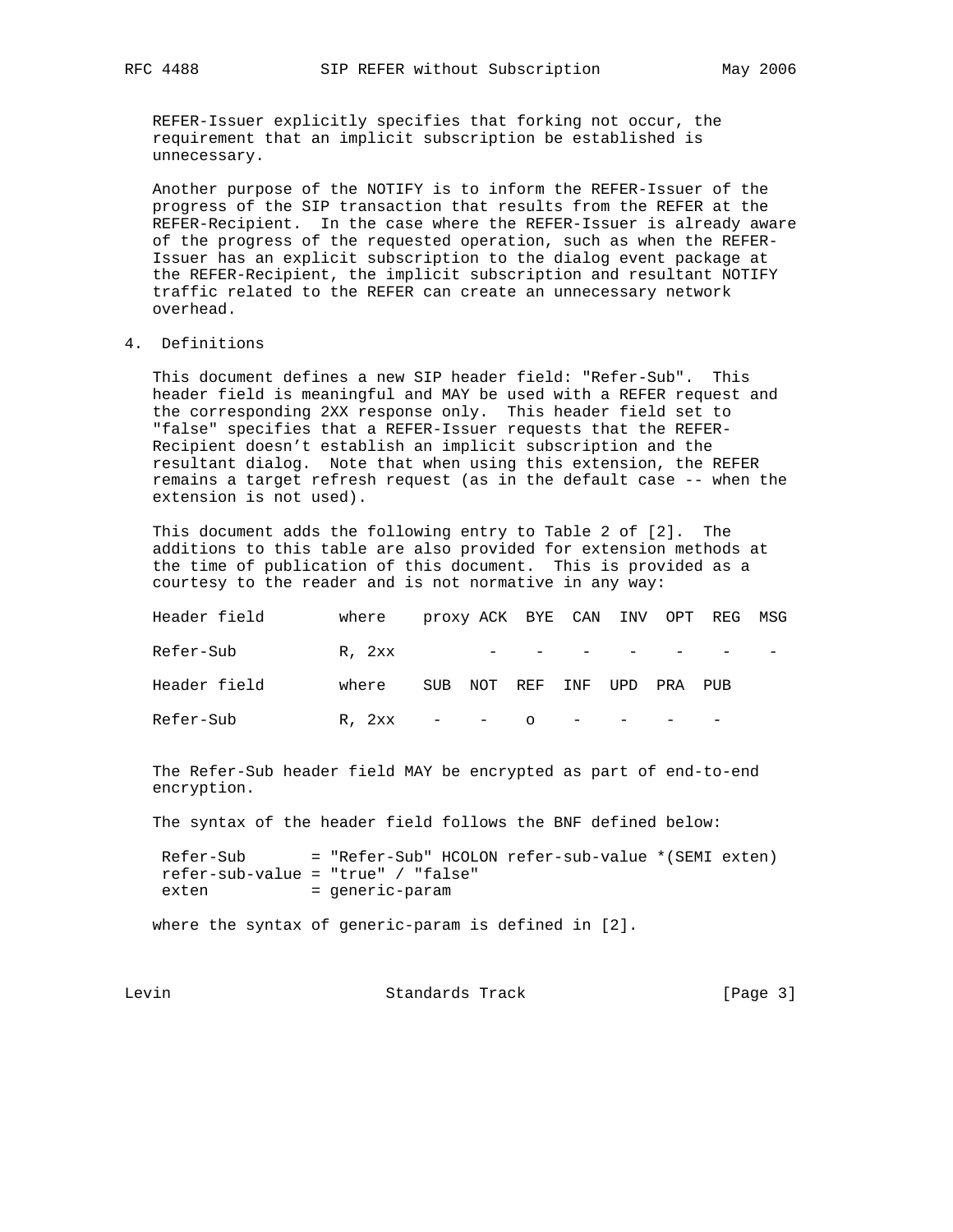REFER-Issuer explicitly specifies that forking not occur, the requirement that an implicit subscription be established is unnecessary.

Another purpose of the NOTIFY is to inform the REFER-Issuer of the progress of the SIP transaction that results from the REFER at the REFER-Recipient. In the case where the REFER-Issuer is already aware of the progress of the requested operation, such as when the REFER-Issuer has an explicit subscription to the dialog event package at the REFER-Recipient, the implicit subscription and resultant NOTIFY traffic related to the REFER can create an unnecessary network overhead.

## 4. Definitions

This document defines a new SIP header field: "Refer-Sub". This header field is meaningful and MAY be used with a REFER request and the corresponding 2XX response only. This header field set to "false" specifies that a REFER-Issuer requests that the REFER-Recipient doesn't establish an implicit subscription and the resultant dialog. Note that when using this extension, the REFER remains a target refresh request (as in the default case -- when the extension is not used).

This document adds the following entry to Table 2 of [2]. The additions to this table are also provided for extension methods at the time of publication of this document. This is provided as a courtesy to the reader and is not normative in any way:

| Header field | where | proxy | ACK | BYE | CAN | INV | OPT | REG | MSG |
|---|---|---|---|---|---|---|---|---|---|
| Refer-Sub | R, 2xx | | - | - | - | - | - | - | - |

| Header field | where | SUB | NOT | REF | INF | UPD | PRA | PUB |
|---|---|---|---|---|---|---|---|---|
| Refer-Sub | R, 2xx | - | - | o | - | - | - | - |

The Refer-Sub header field MAY be encrypted as part of end-to-end encryption.

The syntax of the header field follows the BNF defined below:

```
Refer-Sub       = "Refer-Sub" HCOLON refer-sub-value *(SEMI exten)
refer-sub-value = "true" / "false"
exten           = generic-param
```

where the syntax of generic-param is defined in [2].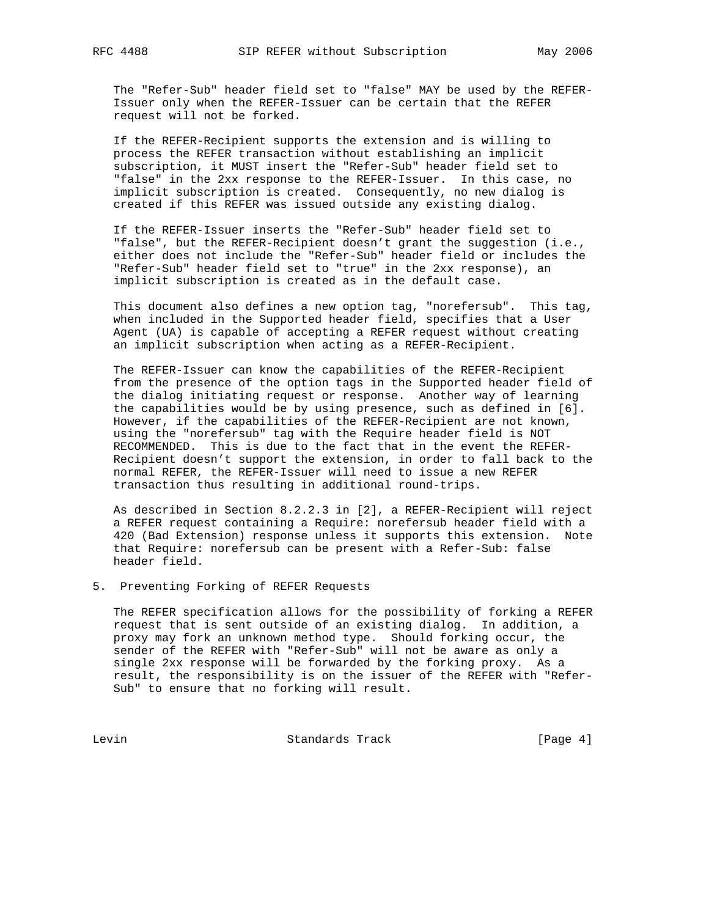The "Refer-Sub" header field set to "false" MAY be used by the REFER-Issuer only when the REFER-Issuer can be certain that the REFER request will not be forked.

If the REFER-Recipient supports the extension and is willing to process the REFER transaction without establishing an implicit subscription, it MUST insert the "Refer-Sub" header field set to "false" in the 2xx response to the REFER-Issuer. In this case, no implicit subscription is created. Consequently, no new dialog is created if this REFER was issued outside any existing dialog.

If the REFER-Issuer inserts the "Refer-Sub" header field set to "false", but the REFER-Recipient doesn't grant the suggestion (i.e., either does not include the "Refer-Sub" header field or includes the "Refer-Sub" header field set to "true" in the 2xx response), an implicit subscription is created as in the default case.

This document also defines a new option tag, "norefersub". This tag, when included in the Supported header field, specifies that a User Agent (UA) is capable of accepting a REFER request without creating an implicit subscription when acting as a REFER-Recipient.

The REFER-Issuer can know the capabilities of the REFER-Recipient from the presence of the option tags in the Supported header field of the dialog initiating request or response. Another way of learning the capabilities would be by using presence, such as defined in [6]. However, if the capabilities of the REFER-Recipient are not known, using the "norefersub" tag with the Require header field is NOT RECOMMENDED. This is due to the fact that in the event the REFER-Recipient doesn't support the extension, in order to fall back to the normal REFER, the REFER-Issuer will need to issue a new REFER transaction thus resulting in additional round-trips.

As described in Section 8.2.2.3 in [2], a REFER-Recipient will reject a REFER request containing a Require: norefersub header field with a 420 (Bad Extension) response unless it supports this extension. Note that Require: norefersub can be present with a Refer-Sub: false header field.

## 5. Preventing Forking of REFER Requests

The REFER specification allows for the possibility of forking a REFER request that is sent outside of an existing dialog. In addition, a proxy may fork an unknown method type. Should forking occur, the sender of the REFER with "Refer-Sub" will not be aware as only a single 2xx response will be forwarded by the forking proxy. As a result, the responsibility is on the issuer of the REFER with "Refer-Sub" to ensure that no forking will result.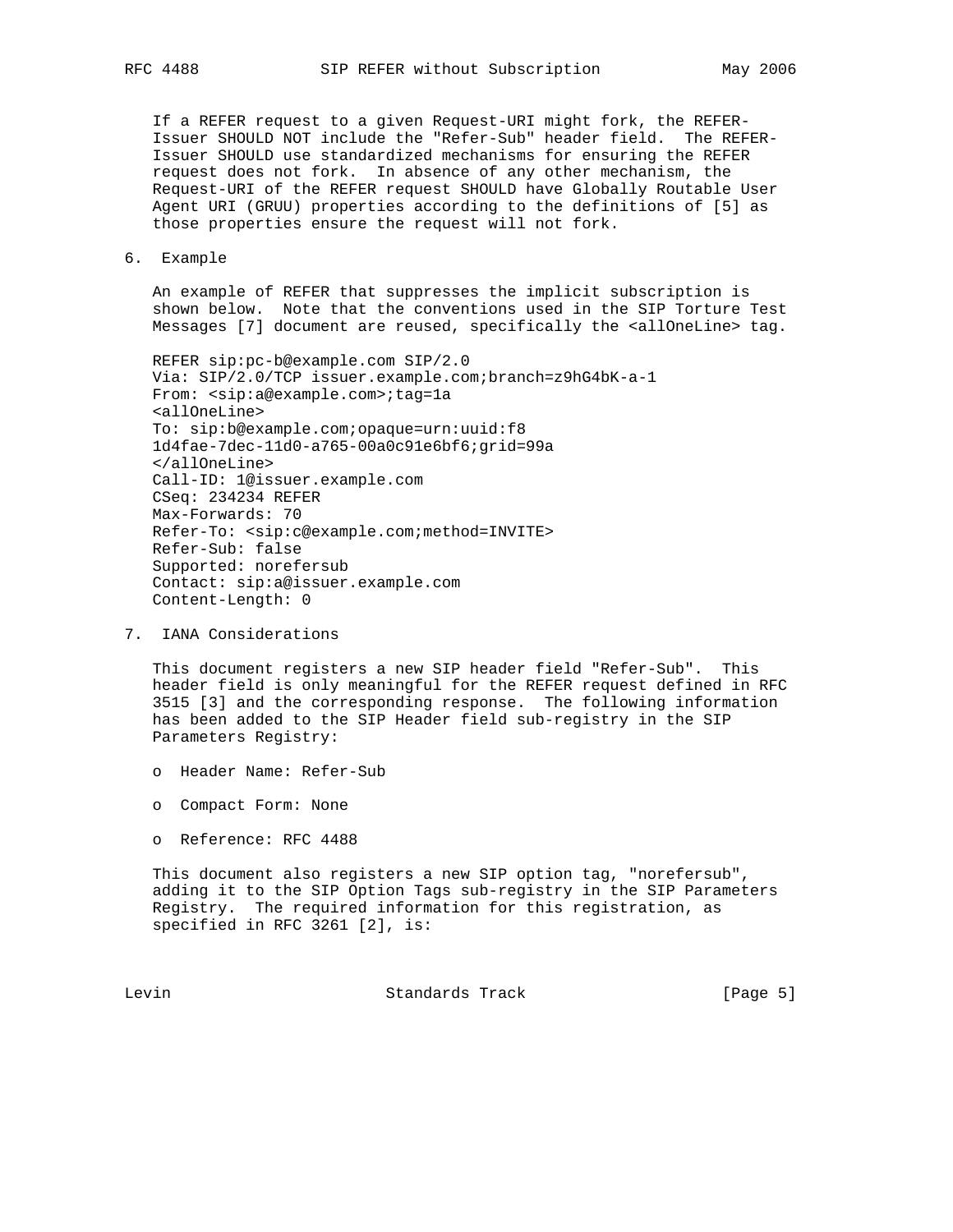If a REFER request to a given Request-URI might fork, the REFER-Issuer SHOULD NOT include the "Refer-Sub" header field. The REFER-Issuer SHOULD use standardized mechanisms for ensuring the REFER request does not fork. In absence of any other mechanism, the Request-URI of the REFER request SHOULD have Globally Routable User Agent URI (GRUU) properties according to the definitions of [5] as those properties ensure the request will not fork.

## 6. Example

An example of REFER that suppresses the implicit subscription is shown below. Note that the conventions used in the SIP Torture Test Messages [7] document are reused, specifically the <allOneLine> tag.

```
REFER sip:pc-b@example.com SIP/2.0
Via: SIP/2.0/TCP issuer.example.com;branch=z9hG4bK-a-1
From: <sip:a@example.com>;tag=1a
<allOneLine>
To: sip:b@example.com;opaque=urn:uuid:f8
1d4fae-7dec-11d0-a765-00a0c91e6bf6;grid=99a
</allOneLine>
Call-ID: 1@issuer.example.com
CSeq: 234234 REFER
Max-Forwards: 70
Refer-To: <sip:c@example.com;method=INVITE>
Refer-Sub: false
Supported: norefersub
Contact: sip:a@issuer.example.com
Content-Length: 0
```

## 7. IANA Considerations

This document registers a new SIP header field "Refer-Sub". This header field is only meaningful for the REFER request defined in RFC 3515 [3] and the corresponding response. The following information has been added to the SIP Header field sub-registry in the SIP Parameters Registry:

- Header Name: Refer-Sub
- Compact Form: None
- Reference: RFC 4488

This document also registers a new SIP option tag, "norefersub", adding it to the SIP Option Tags sub-registry in the SIP Parameters Registry. The required information for this registration, as specified in RFC 3261 [2], is: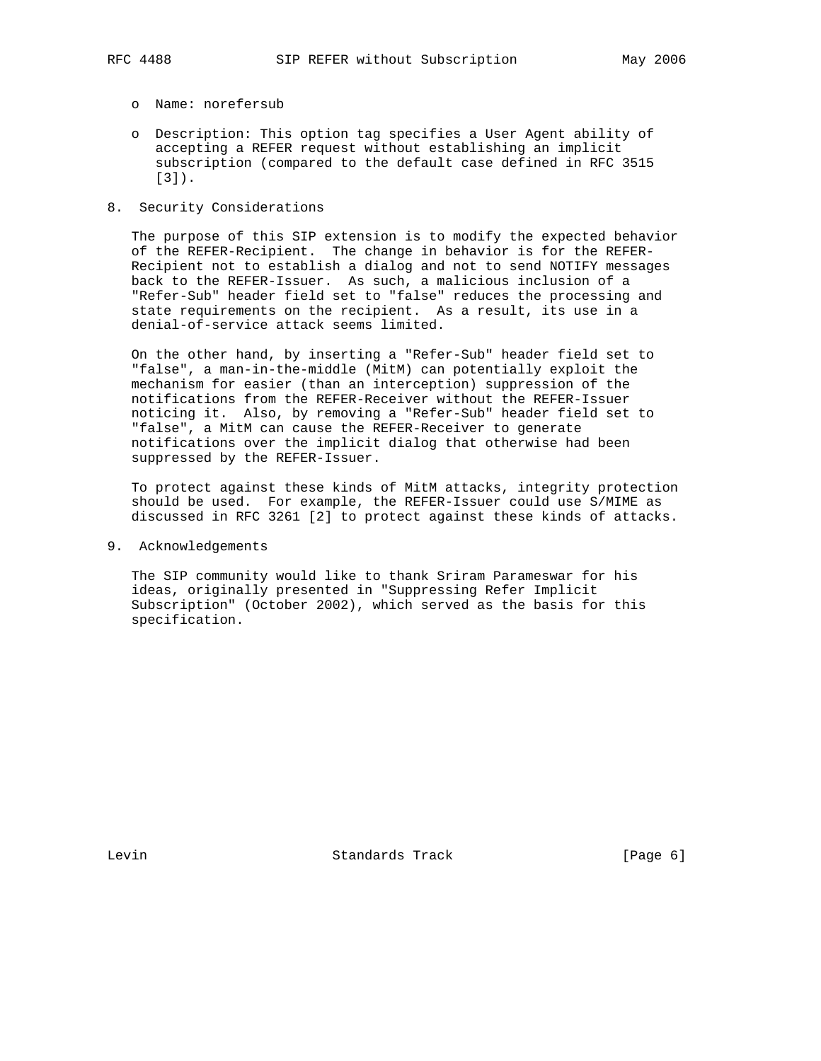- Name: norefersub

- Description: This option tag specifies a User Agent ability of accepting a REFER request without establishing an implicit subscription (compared to the default case defined in RFC 3515 [3]).

## 8. Security Considerations

The purpose of this SIP extension is to modify the expected behavior of the REFER-Recipient. The change in behavior is for the REFER-Recipient not to establish a dialog and not to send NOTIFY messages back to the REFER-Issuer. As such, a malicious inclusion of a "Refer-Sub" header field set to "false" reduces the processing and state requirements on the recipient. As a result, its use in a denial-of-service attack seems limited.

On the other hand, by inserting a "Refer-Sub" header field set to "false", a man-in-the-middle (MitM) can potentially exploit the mechanism for easier (than an interception) suppression of the notifications from the REFER-Receiver without the REFER-Issuer noticing it. Also, by removing a "Refer-Sub" header field set to "false", a MitM can cause the REFER-Receiver to generate notifications over the implicit dialog that otherwise had been suppressed by the REFER-Issuer.

To protect against these kinds of MitM attacks, integrity protection should be used. For example, the REFER-Issuer could use S/MIME as discussed in RFC 3261 [2] to protect against these kinds of attacks.

## 9. Acknowledgements

The SIP community would like to thank Sriram Parameswar for his ideas, originally presented in "Suppressing Refer Implicit Subscription" (October 2002), which served as the basis for this specification.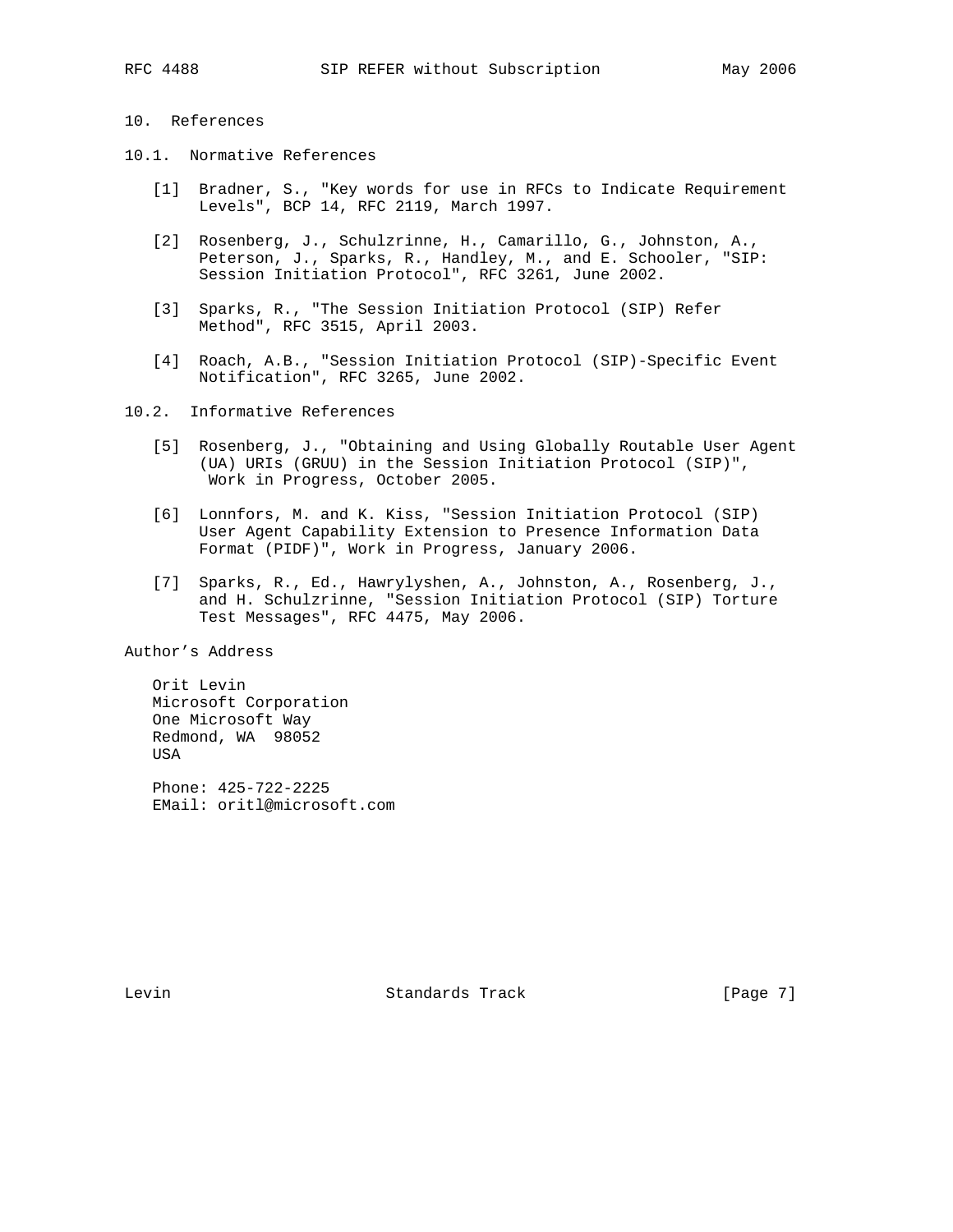## 10. References

### 10.1. Normative References

[1] Bradner, S., "Key words for use in RFCs to Indicate Requirement Levels", BCP 14, RFC 2119, March 1997.

[2] Rosenberg, J., Schulzrinne, H., Camarillo, G., Johnston, A., Peterson, J., Sparks, R., Handley, M., and E. Schooler, "SIP: Session Initiation Protocol", RFC 3261, June 2002.

[3] Sparks, R., "The Session Initiation Protocol (SIP) Refer Method", RFC 3515, April 2003.

[4] Roach, A.B., "Session Initiation Protocol (SIP)-Specific Event Notification", RFC 3265, June 2002.

### 10.2. Informative References

[5] Rosenberg, J., "Obtaining and Using Globally Routable User Agent (UA) URIs (GRUU) in the Session Initiation Protocol (SIP)", Work in Progress, October 2005.

[6] Lonnfors, M. and K. Kiss, "Session Initiation Protocol (SIP) User Agent Capability Extension to Presence Information Data Format (PIDF)", Work in Progress, January 2006.

[7] Sparks, R., Ed., Hawrylyshen, A., Johnston, A., Rosenberg, J., and H. Schulzrinne, "Session Initiation Protocol (SIP) Torture Test Messages", RFC 4475, May 2006.

## Author's Address

Orit Levin
Microsoft Corporation
One Microsoft Way
Redmond, WA 98052
USA

Phone: 425-722-2225
EMail: oritl@microsoft.com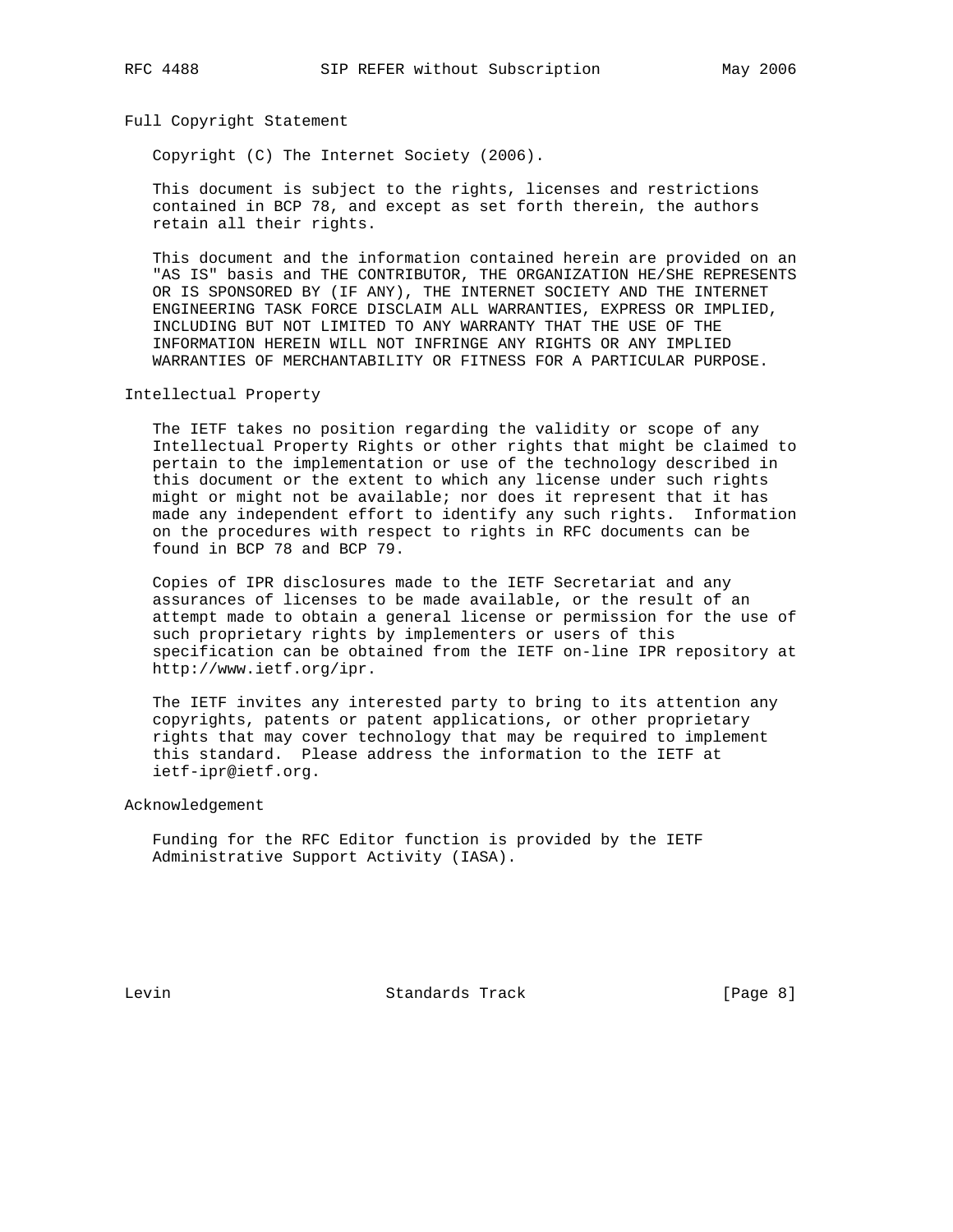## Full Copyright Statement

Copyright (C) The Internet Society (2006).

This document is subject to the rights, licenses and restrictions contained in BCP 78, and except as set forth therein, the authors retain all their rights.

This document and the information contained herein are provided on an "AS IS" basis and THE CONTRIBUTOR, THE ORGANIZATION HE/SHE REPRESENTS OR IS SPONSORED BY (IF ANY), THE INTERNET SOCIETY AND THE INTERNET ENGINEERING TASK FORCE DISCLAIM ALL WARRANTIES, EXPRESS OR IMPLIED, INCLUDING BUT NOT LIMITED TO ANY WARRANTY THAT THE USE OF THE INFORMATION HEREIN WILL NOT INFRINGE ANY RIGHTS OR ANY IMPLIED WARRANTIES OF MERCHANTABILITY OR FITNESS FOR A PARTICULAR PURPOSE.

## Intellectual Property

The IETF takes no position regarding the validity or scope of any Intellectual Property Rights or other rights that might be claimed to pertain to the implementation or use of the technology described in this document or the extent to which any license under such rights might or might not be available; nor does it represent that it has made any independent effort to identify any such rights. Information on the procedures with respect to rights in RFC documents can be found in BCP 78 and BCP 79.

Copies of IPR disclosures made to the IETF Secretariat and any assurances of licenses to be made available, or the result of an attempt made to obtain a general license or permission for the use of such proprietary rights by implementers or users of this specification can be obtained from the IETF on-line IPR repository at http://www.ietf.org/ipr.

The IETF invites any interested party to bring to its attention any copyrights, patents or patent applications, or other proprietary rights that may cover technology that may be required to implement this standard. Please address the information to the IETF at ietf-ipr@ietf.org.

## Acknowledgement

Funding for the RFC Editor function is provided by the IETF Administrative Support Activity (IASA).